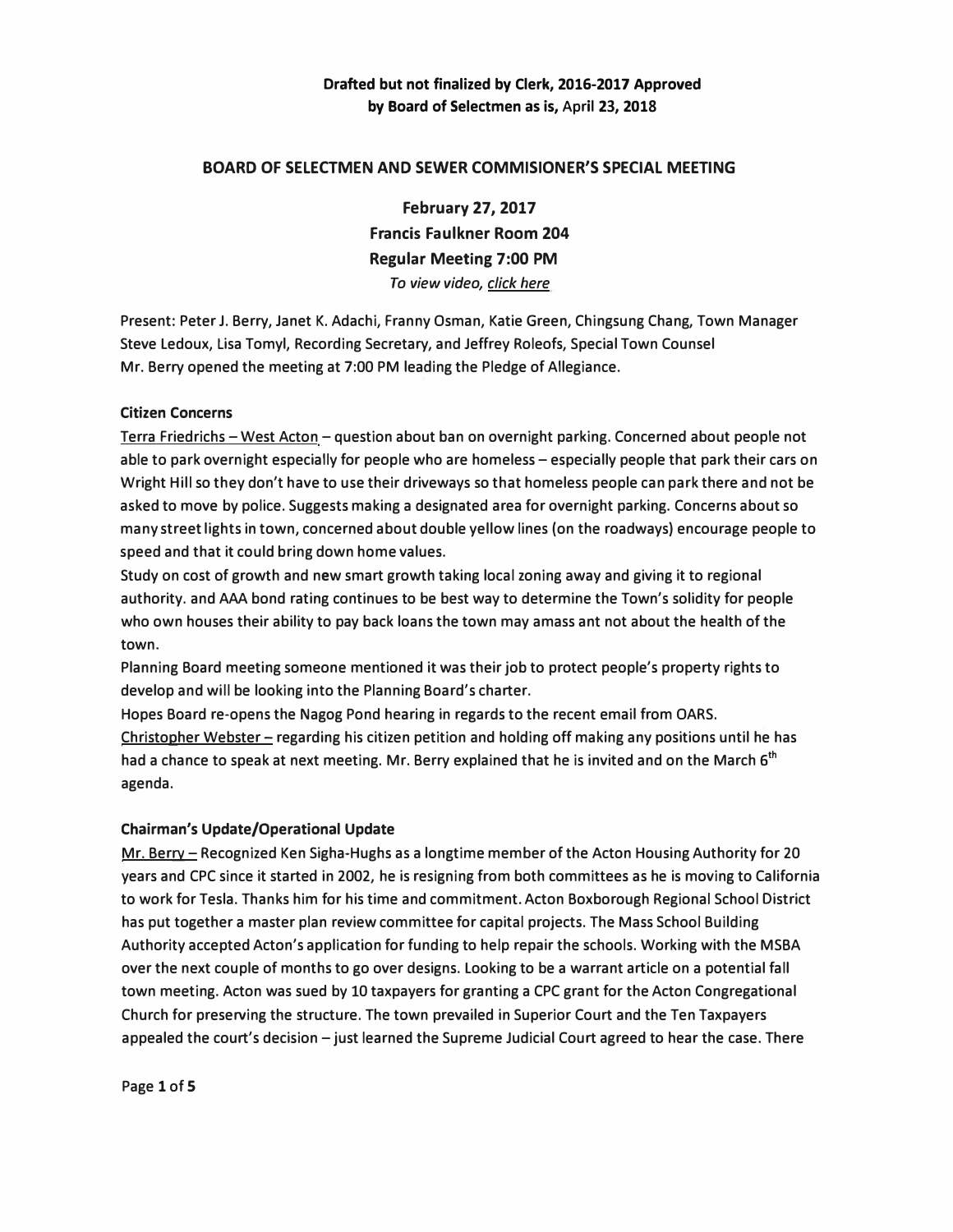**Drafted but not finalized by Clerk, 2016-2017 Approved by Board of Selectmen as is, April 23, 2018**

# BOARD OF SELECTMEN AND SEWER COMMISIONER'S SPECIAL MEETING

**February 27, 2017**
**Francis Faulkner Room 204**
**Regular Meeting 7:00 PM**
*To view video, click here*

Present: Peter J. Berry, Janet K. Adachi, Franny Osman, Katie Green, Chingsung Chang, Town Manager Steve Ledoux, Lisa Tomyl, Recording Secretary, and Jeffrey Roleofs, Special Town Counsel
Mr. Berry opened the meeting at 7:00 PM leading the Pledge of Allegiance.

### Citizen Concerns

Terra Friedrichs – West Acton – question about ban on overnight parking. Concerned about people not able to park overnight especially for people who are homeless – especially people that park their cars on Wright Hill so they don't have to use their driveways so that homeless people can park there and not be asked to move by police. Suggests making a designated area for overnight parking. Concerns about so many street lights in town, concerned about double yellow lines (on the roadways) encourage people to speed and that it could bring down home values.

Study on cost of growth and new smart growth taking local zoning away and giving it to regional authority. and AAA bond rating continues to be best way to determine the Town's solidity for people who own houses their ability to pay back loans the town may amass ant not about the health of the town.

Planning Board meeting someone mentioned it was their job to protect people's property rights to develop and will be looking into the Planning Board's charter.

Hopes Board re-opens the Nagog Pond hearing in regards to the recent email from OARS.

Christopher Webster – regarding his citizen petition and holding off making any positions until he has had a chance to speak at next meeting. Mr. Berry explained that he is invited and on the March 6th agenda.

### Chairman's Update/Operational Update

Mr. Berry – Recognized Ken Sigha-Hughs as a longtime member of the Acton Housing Authority for 20 years and CPC since it started in 2002, he is resigning from both committees as he is moving to California to work for Tesla. Thanks him for his time and commitment. Acton Boxborough Regional School District has put together a master plan review committee for capital projects. The Mass School Building Authority accepted Acton's application for funding to help repair the schools. Working with the MSBA over the next couple of months to go over designs. Looking to be a warrant article on a potential fall town meeting. Acton was sued by 10 taxpayers for granting a CPC grant for the Acton Congregational Church for preserving the structure. The town prevailed in Superior Court and the Ten Taxpayers appealed the court's decision – just learned the Supreme Judicial Court agreed to hear the case. There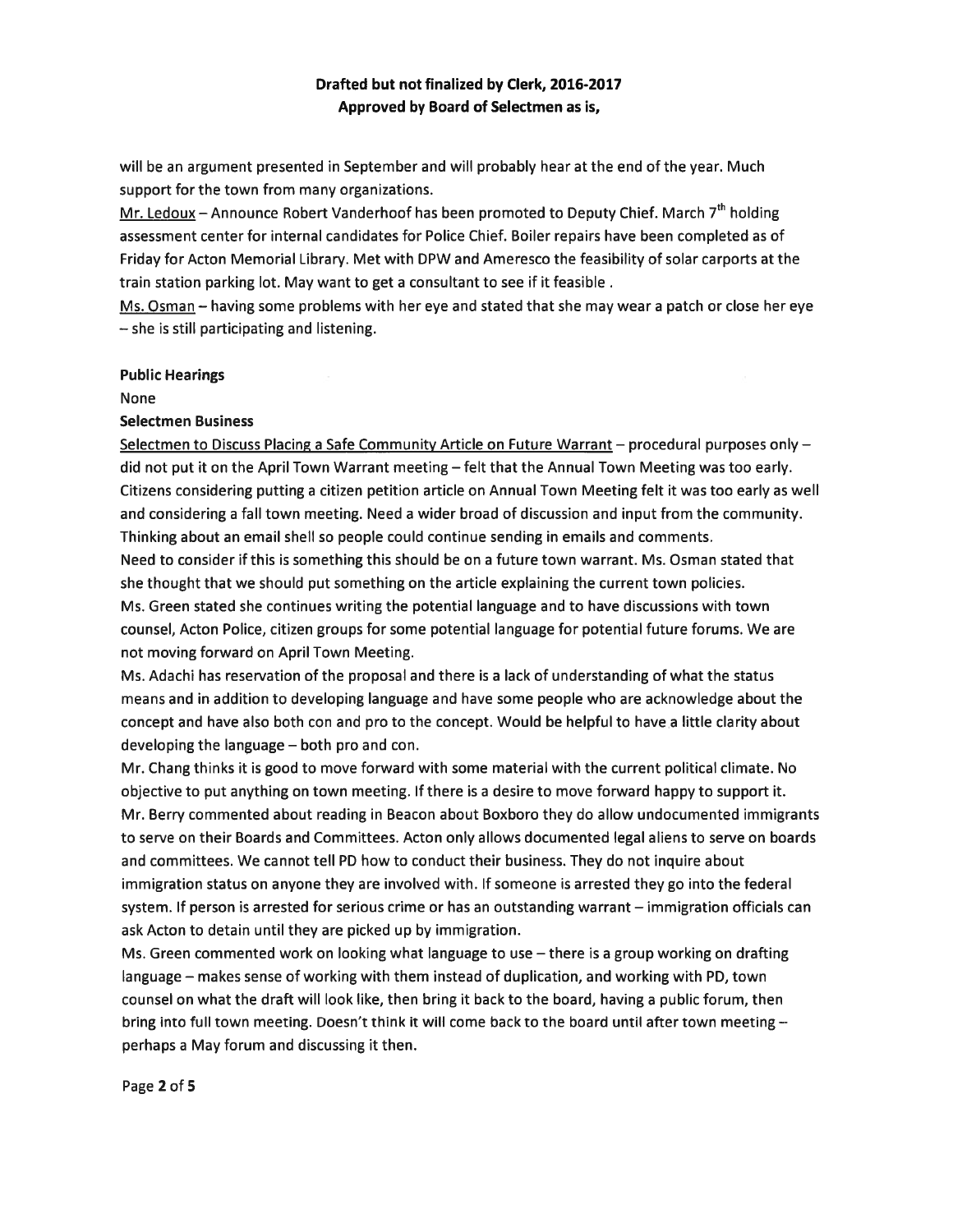**Drafted but not finalized by Clerk, 2016-2017**
**Approved by Board of Selectmen as is,**

will be an argument presented in September and will probably hear at the end of the year. Much support for the town from many organizations.

Mr. Ledoux – Announce Robert Vanderhoof has been promoted to Deputy Chief. March 7th holding assessment center for internal candidates for Police Chief. Boiler repairs have been completed as of Friday for Acton Memorial Library. Met with DPW and Ameresco the feasibility of solar carports at the train station parking lot. May want to get a consultant to see if it feasible .

Ms. Osman – having some problems with her eye and stated that she may wear a patch or close her eye – she is still participating and listening.

**Public Hearings**

None

**Selectmen Business**

Selectmen to Discuss Placing a Safe Community Article on Future Warrant – procedural purposes only – did not put it on the April Town Warrant meeting – felt that the Annual Town Meeting was too early. Citizens considering putting a citizen petition article on Annual Town Meeting felt it was too early as well and considering a fall town meeting. Need a wider broad of discussion and input from the community. Thinking about an email shell so people could continue sending in emails and comments.

Need to consider if this is something this should be on a future town warrant. Ms. Osman stated that she thought that we should put something on the article explaining the current town policies.

Ms. Green stated she continues writing the potential language and to have discussions with town counsel, Acton Police, citizen groups for some potential language for potential future forums. We are not moving forward on April Town Meeting.

Ms. Adachi has reservation of the proposal and there is a lack of understanding of what the status means and in addition to developing language and have some people who are acknowledge about the concept and have also both con and pro to the concept. Would be helpful to have a little clarity about developing the language – both pro and con.

Mr. Chang thinks it is good to move forward with some material with the current political climate. No objective to put anything on town meeting. If there is a desire to move forward happy to support it.

Mr. Berry commented about reading in Beacon about Boxboro they do allow undocumented immigrants to serve on their Boards and Committees. Acton only allows documented legal aliens to serve on boards and committees. We cannot tell PD how to conduct their business. They do not inquire about immigration status on anyone they are involved with. If someone is arrested they go into the federal system. If person is arrested for serious crime or has an outstanding warrant – immigration officials can ask Acton to detain until they are picked up by immigration.

Ms. Green commented work on looking what language to use – there is a group working on drafting language – makes sense of working with them instead of duplication, and working with PD, town counsel on what the draft will look like, then bring it back to the board, having a public forum, then bring into full town meeting. Doesn't think it will come back to the board until after town meeting – perhaps a May forum and discussing it then.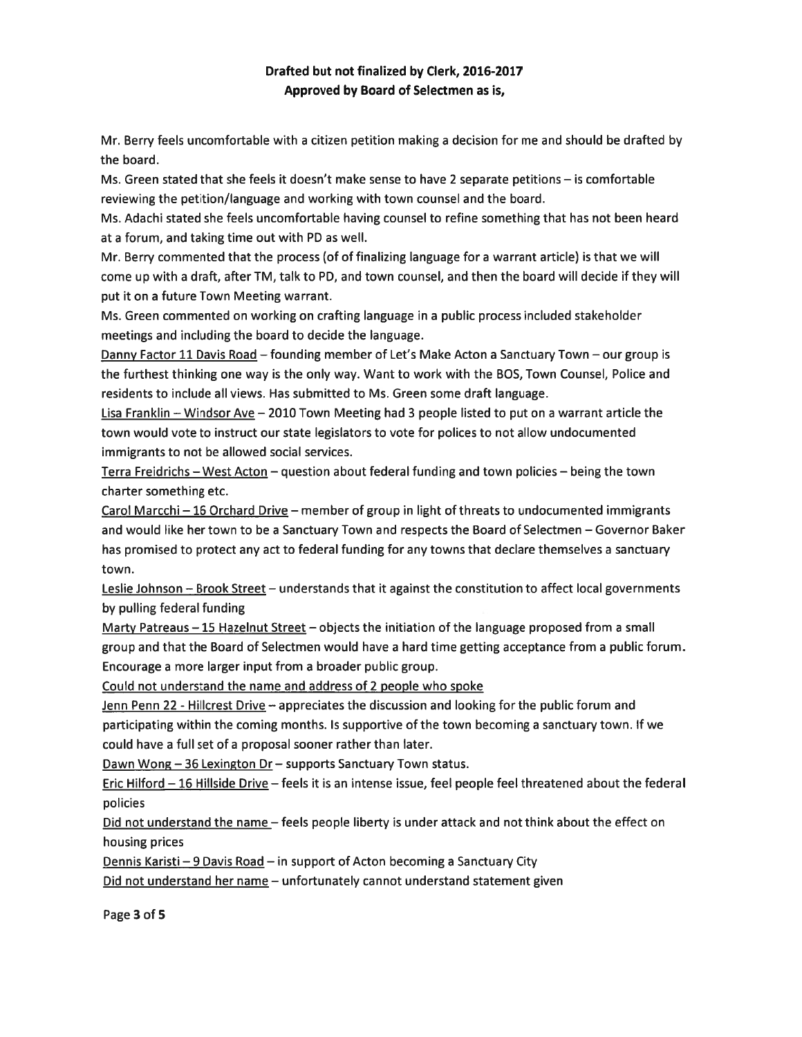**Drafted but not finalized by Clerk, 2016-2017**
**Approved by Board of Selectmen as is,**

Mr. Berry feels uncomfortable with a citizen petition making a decision for me and should be drafted by the board.

Ms. Green stated that she feels it doesn't make sense to have 2 separate petitions – is comfortable reviewing the petition/language and working with town counsel and the board.

Ms. Adachi stated she feels uncomfortable having counsel to refine something that has not been heard at a forum, and taking time out with PD as well.

Mr. Berry commented that the process (of of finalizing language for a warrant article) is that we will come up with a draft, after TM, talk to PD, and town counsel, and then the board will decide if they will put it on a future Town Meeting warrant.

Ms. Green commented on working on crafting language in a public process included stakeholder meetings and including the board to decide the language.

Danny Factor 11 Davis Road – founding member of Let's Make Acton a Sanctuary Town – our group is the furthest thinking one way is the only way. Want to work with the BOS, Town Counsel, Police and residents to include all views. Has submitted to Ms. Green some draft language.

Lisa Franklin – Windsor Ave – 2010 Town Meeting had 3 people listed to put on a warrant article the town would vote to instruct our state legislators to vote for polices to not allow undocumented immigrants to not be allowed social services.

Terra Freidrichs – West Acton – question about federal funding and town policies – being the town charter something etc.

Carol Marcchi – 16 Orchard Drive – member of group in light of threats to undocumented immigrants and would like her town to be a Sanctuary Town and respects the Board of Selectmen – Governor Baker has promised to protect any act to federal funding for any towns that declare themselves a sanctuary town.

Leslie Johnson – Brook Street – understands that it against the constitution to affect local governments by pulling federal funding

Marty Patreaus – 15 Hazelnut Street – objects the initiation of the language proposed from a small group and that the Board of Selectmen would have a hard time getting acceptance from a public forum. Encourage a more larger input from a broader public group.

Could not understand the name and address of 2 people who spoke

Jenn Penn 22 - Hillcrest Drive – appreciates the discussion and looking for the public forum and participating within the coming months. Is supportive of the town becoming a sanctuary town. If we could have a full set of a proposal sooner rather than later.

Dawn Wong – 36 Lexington Dr – supports Sanctuary Town status.

Eric Hilford – 16 Hillside Drive – feels it is an intense issue, feel people feel threatened about the federal policies

Did not understand the name – feels people liberty is under attack and not think about the effect on housing prices

Dennis Karisti – 9 Davis Road – in support of Acton becoming a Sanctuary City

Did not understand her name – unfortunately cannot understand statement given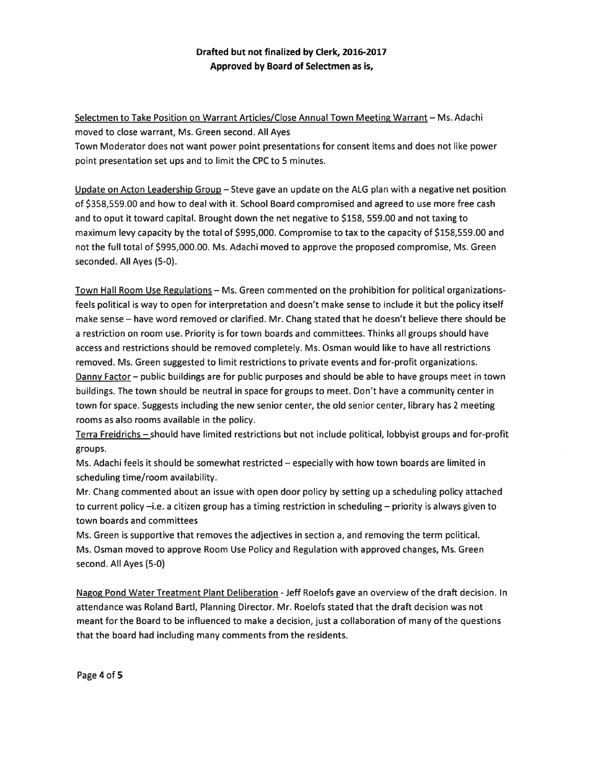**Drafted but not finalized by Clerk, 2016-2017**
**Approved by Board of Selectmen as is,**

Selectmen to Take Position on Warrant Articles/Close Annual Town Meeting Warrant – Ms. Adachi moved to close warrant, Ms. Green second. All Ayes

Town Moderator does not want power point presentations for consent items and does not like power point presentation set ups and to limit the CPC to 5 minutes.

Update on Acton Leadership Group – Steve gave an update on the ALG plan with a negative net position of $358,559.00 and how to deal with it. School Board compromised and agreed to use more free cash and to oput it toward capital. Brought down the net negative to $158, 559.00 and not taxing to maximum levy capacity by the total of $995,000. Compromise to tax to the capacity of $158,559.00 and not the full total of $995,000.00. Ms. Adachi moved to approve the proposed compromise, Ms. Green seconded. All Ayes (5-0).

Town Hall Room Use Regulations – Ms. Green commented on the prohibition for political organizations- feels political is way to open for interpretation and doesn't make sense to include it but the policy itself make sense – have word removed or clarified. Mr. Chang stated that he doesn't believe there should be a restriction on room use. Priority is for town boards and committees. Thinks all groups should have access and restrictions should be removed completely. Ms. Osman would like to have all restrictions removed. Ms. Green suggested to limit restrictions to private events and for-profit organizations.

Danny Factor – public buildings are for public purposes and should be able to have groups meet in town buildings. The town should be neutral in space for groups to meet. Don't have a community center in town for space. Suggests including the new senior center, the old senior center, library has 2 meeting rooms as also rooms available in the policy.

Terra Freidrichs – should have limited restrictions but not include political, lobbyist groups and for-profit groups.

Ms. Adachi feels it should be somewhat restricted – especially with how town boards are limited in scheduling time/room availability.

Mr. Chang commented about an issue with open door policy by setting up a scheduling policy attached to current policy –i.e. a citizen group has a timing restriction in scheduling – priority is always given to town boards and committees

Ms. Green is supportive that removes the adjectives in section a, and removing the term political.

Ms. Osman moved to approve Room Use Policy and Regulation with approved changes, Ms. Green second. All Ayes (5-0)

Nagog Pond Water Treatment Plant Deliberation - Jeff Roelofs gave an overview of the draft decision. In attendance was Roland Bartl, Planning Director. Mr. Roelofs stated that the draft decision was not meant for the Board to be influenced to make a decision, just a collaboration of many of the questions that the board had including many comments from the residents.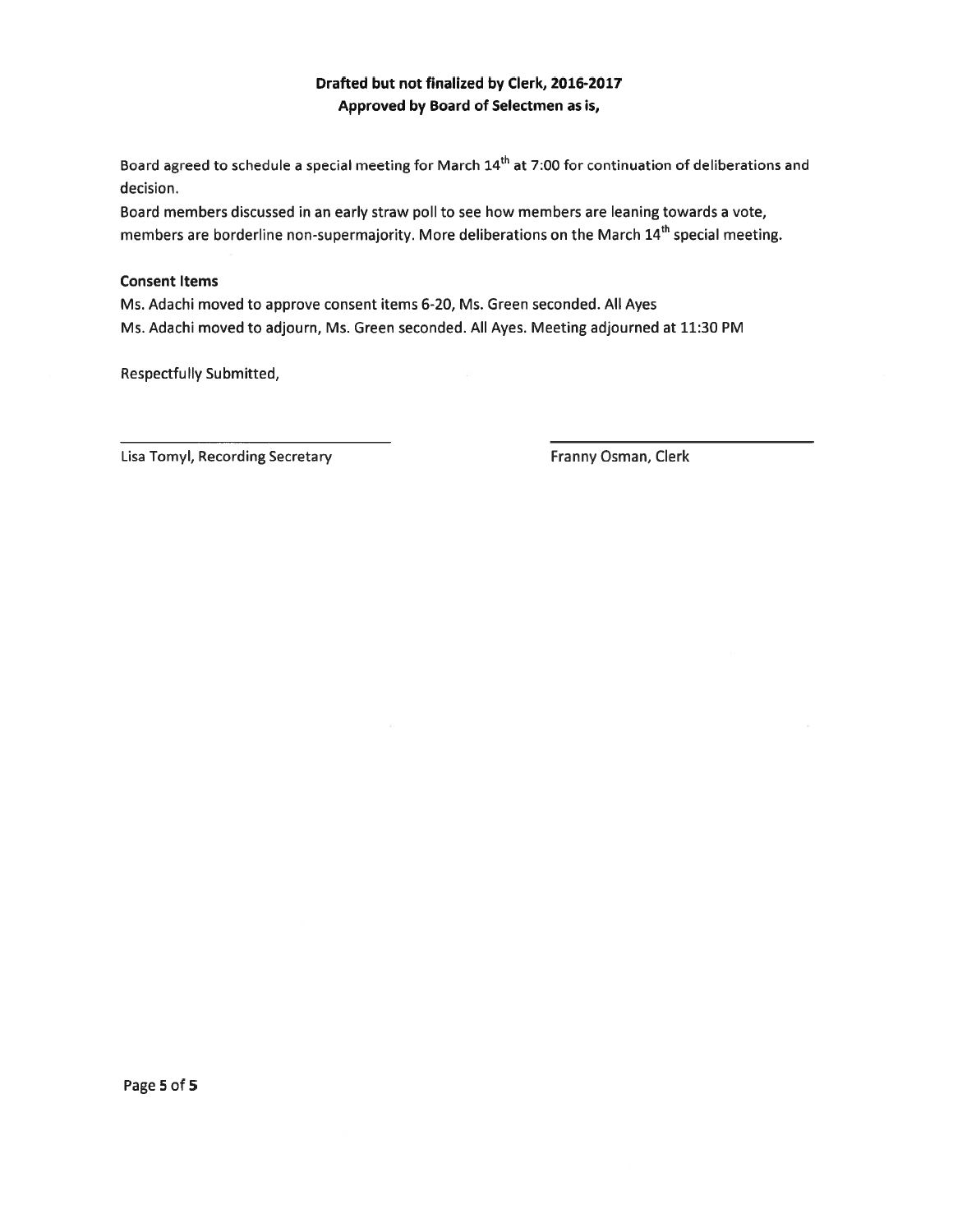**Drafted but not finalized by Clerk, 2016-2017**
**Approved by Board of Selectmen as is,**

Board agreed to schedule a special meeting for March 14th at 7:00 for continuation of deliberations and decision.

Board members discussed in an early straw poll to see how members are leaning towards a vote, members are borderline non-supermajority. More deliberations on the March 14th special meeting.

**Consent Items**

Ms. Adachi moved to approve consent items 6-20, Ms. Green seconded. All Ayes

Ms. Adachi moved to adjourn, Ms. Green seconded. All Ayes. Meeting adjourned at 11:30 PM

Respectfully Submitted,

\_\_\_\_\_\_\_\_\_\_\_\_\_\_\_\_\_\_\_\_\_\_\_\_\_\_\_\_\_\_\_\_
Lisa Tomyl, Recording Secretary

\_\_\_\_\_\_\_\_\_\_\_\_\_\_\_\_\_\_\_\_\_\_\_\_\_\_\_\_\_\_\_\_
Franny Osman, Clerk